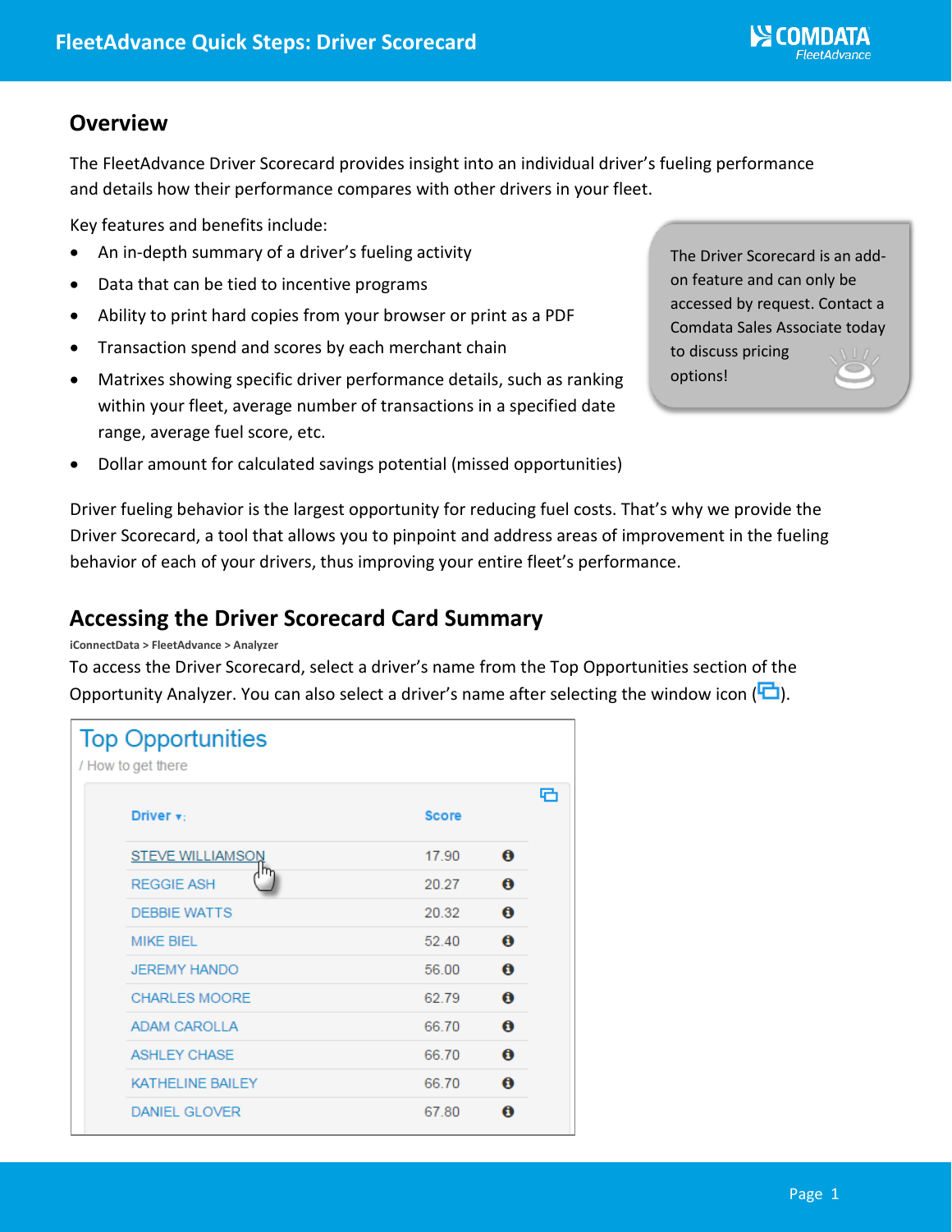# FleetAdvance Quick Steps: Driver Scorecard

## Overview

The FleetAdvance Driver Scorecard provides insight into an individual driver's fueling performance and details how their performance compares with other drivers in your fleet.

Key features and benefits include:

- An in-depth summary of a driver's fueling activity
- Data that can be tied to incentive programs
- Ability to print hard copies from your browser or print as a PDF
- Transaction spend and scores by each merchant chain
- Matrixes showing specific driver performance details, such as ranking within your fleet, average number of transactions in a specified date range, average fuel score, etc.
- Dollar amount for calculated savings potential (missed opportunities)

> The Driver Scorecard is an add-on feature and can only be accessed by request. Contact a Comdata Sales Associate today to discuss pricing options!

Driver fueling behavior is the largest opportunity for reducing fuel costs. That's why we provide the Driver Scorecard, a tool that allows you to pinpoint and address areas of improvement in the fueling behavior of each of your drivers, thus improving your entire fleet's performance.

## Accessing the Driver Scorecard Card Summary

**iConnectData > FleetAdvance > Analyzer**

To access the Driver Scorecard, select a driver's name from the Top Opportunities section of the Opportunity Analyzer. You can also select a driver's name after selecting the window icon ( ).

**Top Opportunities**

/ How to get there

| Driver | Score |
|---|---|
| STEVE WILLIAMSON | 17.90 |
| REGGIE ASH | 20.27 |
| DEBBIE WATTS | 20.32 |
| MIKE BIEL | 52.40 |
| JEREMY HANDO | 56.00 |
| CHARLES MOORE | 62.79 |
| ADAM CAROLLA | 66.70 |
| ASHLEY CHASE | 66.70 |
| KATHELINE BAILEY | 66.70 |
| DANIEL GLOVER | 67.80 |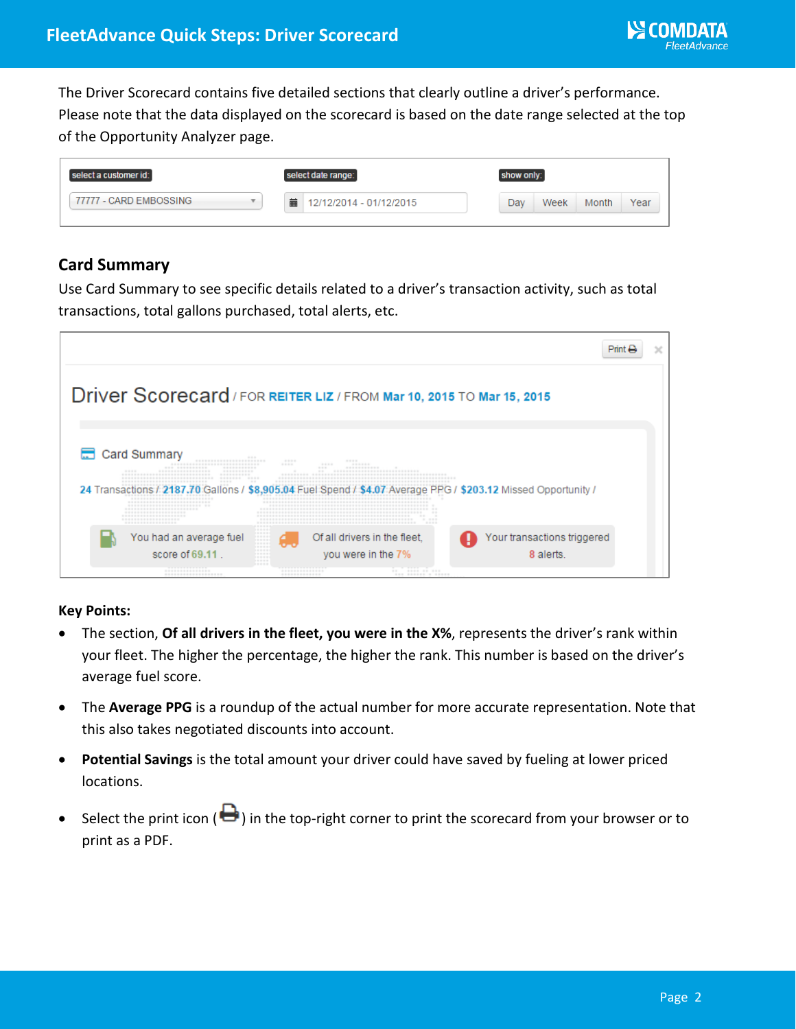The Driver Scorecard contains five detailed sections that clearly outline a driver's performance. Please note that the data displayed on the scorecard is based on the date range selected at the top of the Opportunity Analyzer page.

## Card Summary

Use Card Summary to see specific details related to a driver's transaction activity, such as total transactions, total gallons purchased, total alerts, etc.

**Key Points:**

- The section, **Of all drivers in the fleet, you were in the X%**, represents the driver's rank within your fleet. The higher the percentage, the higher the rank. This number is based on the driver's average fuel score.
- The **Average PPG** is a roundup of the actual number for more accurate representation. Note that this also takes negotiated discounts into account.
- **Potential Savings** is the total amount your driver could have saved by fueling at lower priced locations.
- Select the print icon ( ) in the top-right corner to print the scorecard from your browser or to print as a PDF.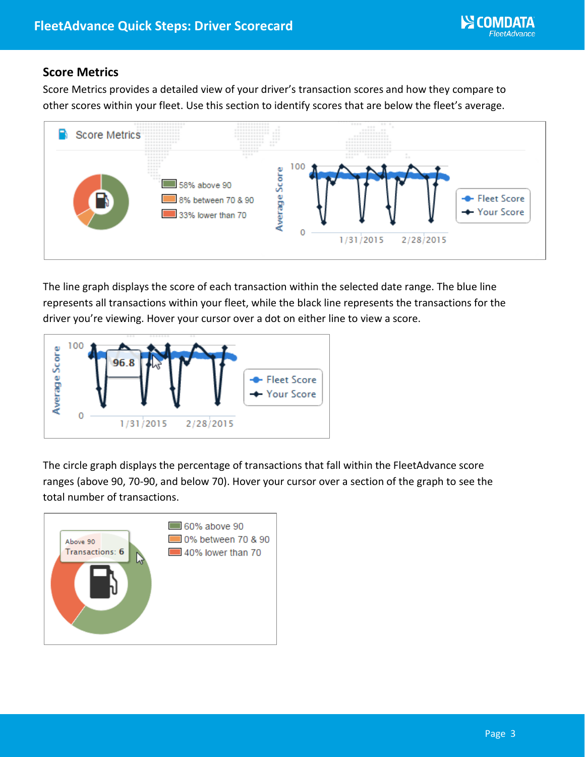## Score Metrics

Score Metrics provides a detailed view of your driver's transaction scores and how they compare to other scores within your fleet. Use this section to identify scores that are below the fleet's average.

The line graph displays the score of each transaction within the selected date range. The blue line represents all transactions within your fleet, while the black line represents the transactions for the driver you're viewing. Hover your cursor over a dot on either line to view a score.

The circle graph displays the percentage of transactions that fall within the FleetAdvance score ranges (above 90, 70-90, and below 70). Hover your cursor over a section of the graph to see the total number of transactions.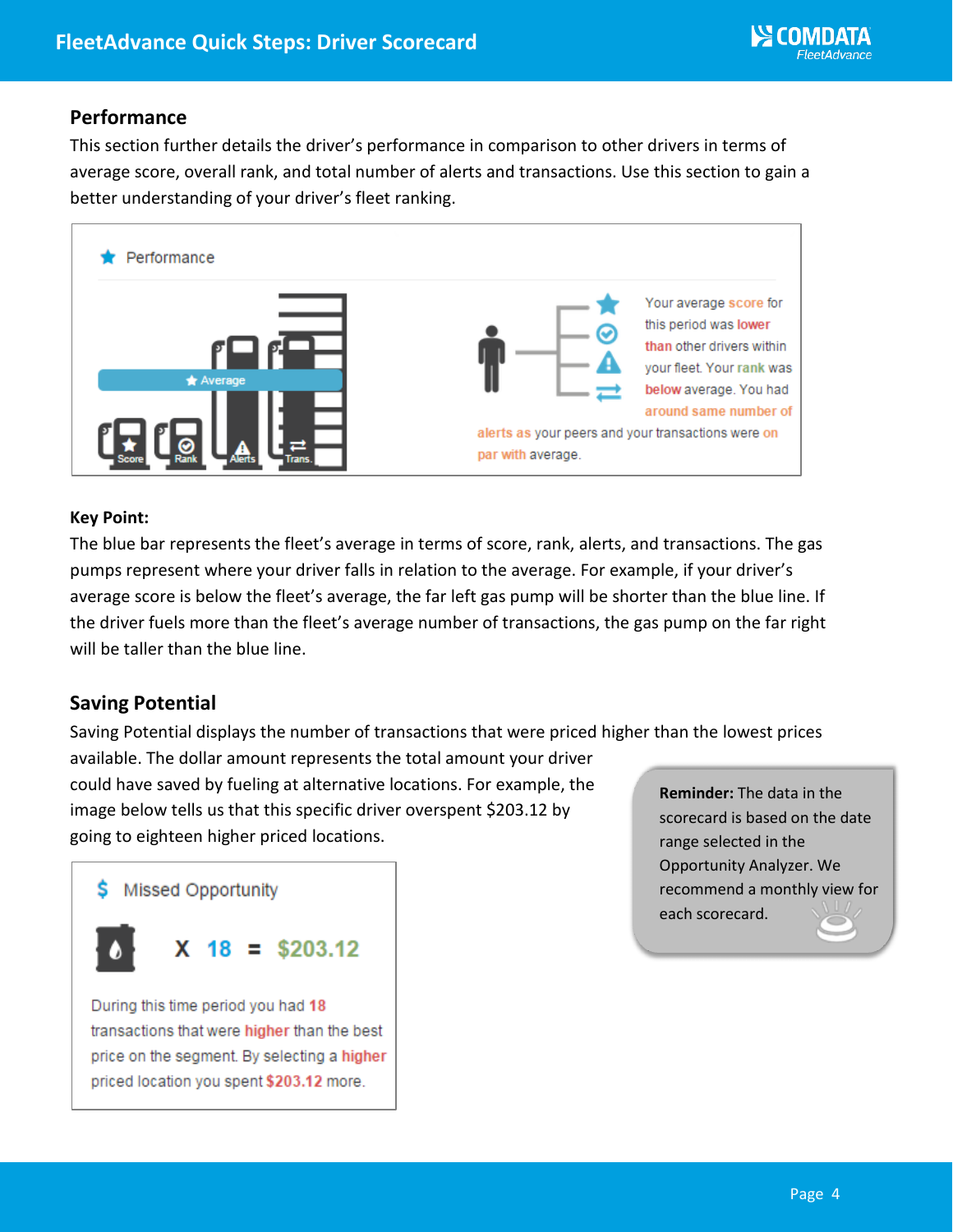## Performance

This section further details the driver's performance in comparison to other drivers in terms of average score, overall rank, and total number of alerts and transactions. Use this section to gain a better understanding of your driver's fleet ranking.

Performance

Average

Score Rank Alerts Trans.

Your average score for this period was lower than other drivers within your fleet. Your rank was below average. You had around same number of alerts as your peers and your transactions were on par with average.

**Key Point:**

The blue bar represents the fleet's average in terms of score, rank, alerts, and transactions. The gas pumps represent where your driver falls in relation to the average. For example, if your driver's average score is below the fleet's average, the far left gas pump will be shorter than the blue line. If the driver fuels more than the fleet's average number of transactions, the gas pump on the far right will be taller than the blue line.

## Saving Potential

Saving Potential displays the number of transactions that were priced higher than the lowest prices available. The dollar amount represents the total amount your driver could have saved by fueling at alternative locations. For example, the image below tells us that this specific driver overspent $203.12 by going to eighteen higher priced locations.

$ Missed Opportunity

X 18 = $203.12

During this time period you had 18 transactions that were higher than the best price on the segment. By selecting a higher priced location you spent $203.12 more.

**Reminder:** The data in the scorecard is based on the date range selected in the Opportunity Analyzer. We recommend a monthly view for each scorecard.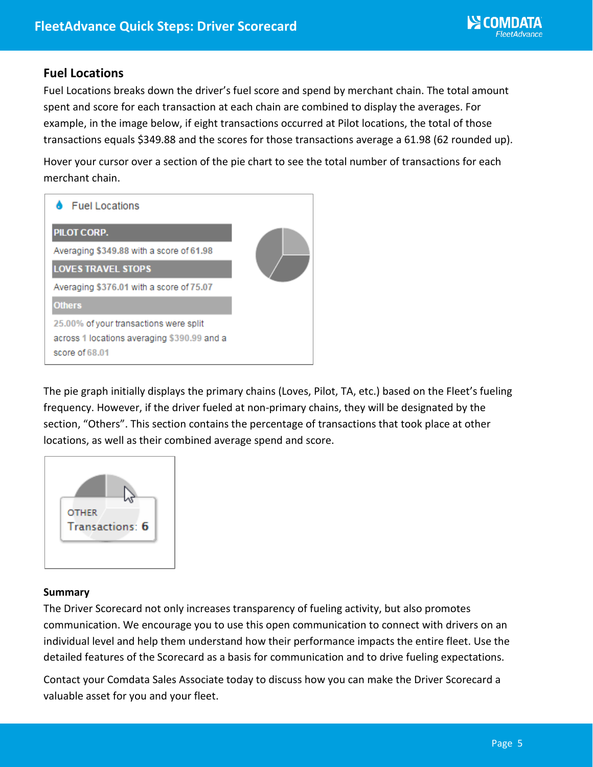## Fuel Locations

Fuel Locations breaks down the driver's fuel score and spend by merchant chain. The total amount spent and score for each transaction at each chain are combined to display the averages. For example, in the image below, if eight transactions occurred at Pilot locations, the total of those transactions equals $349.88 and the scores for those transactions average a 61.98 (62 rounded up).

Hover your cursor over a section of the pie chart to see the total number of transactions for each merchant chain.

Fuel Locations

PILOT CORP.

Averaging $349.88 with a score of 61.98

LOVES TRAVEL STOPS

Averaging $376.01 with a score of 75.07

Others

25.00% of your transactions were split across 1 locations averaging $390.99 and a score of 68.01

The pie graph initially displays the primary chains (Loves, Pilot, TA, etc.) based on the Fleet's fueling frequency. However, if the driver fueled at non-primary chains, they will be designated by the section, "Others". This section contains the percentage of transactions that took place at other locations, as well as their combined average spend and score.

OTHER
Transactions: 6

### Summary

The Driver Scorecard not only increases transparency of fueling activity, but also promotes communication. We encourage you to use this open communication to connect with drivers on an individual level and help them understand how their performance impacts the entire fleet. Use the detailed features of the Scorecard as a basis for communication and to drive fueling expectations.

Contact your Comdata Sales Associate today to discuss how you can make the Driver Scorecard a valuable asset for you and your fleet.